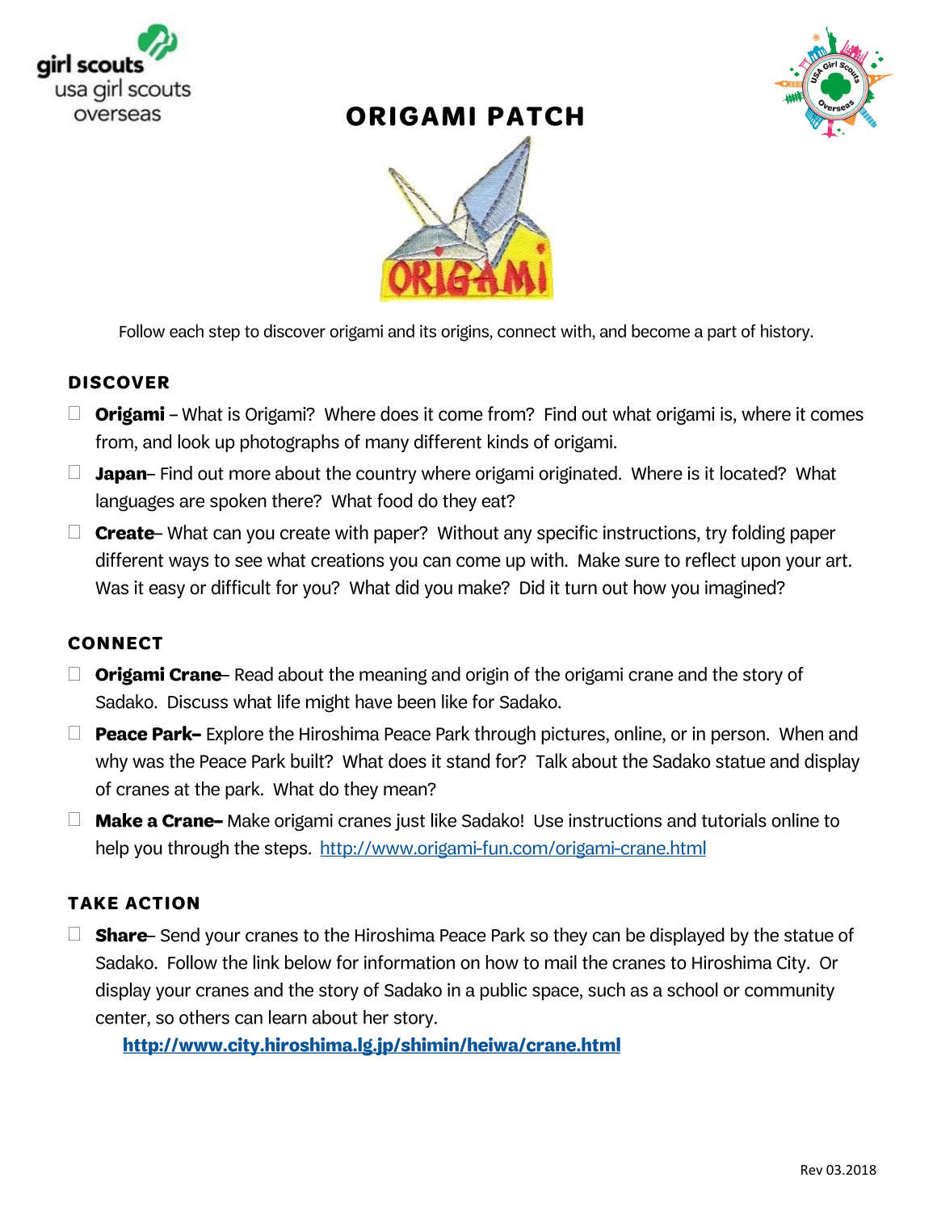# ORIGAMI PATCH

Follow each step to discover origami and its origins, connect with, and become a part of history.

## DISCOVER

- ☐ **Origami** – What is Origami? Where does it come from? Find out what origami is, where it comes from, and look up photographs of many different kinds of origami.
- ☐ **Japan**– Find out more about the country where origami originated. Where is it located? What languages are spoken there? What food do they eat?
- ☐ **Create**– What can you create with paper? Without any specific instructions, try folding paper different ways to see what creations you can come up with. Make sure to reflect upon your art. Was it easy or difficult for you? What did you make? Did it turn out how you imagined?

## CONNECT

- ☐ **Origami Crane**– Read about the meaning and origin of the origami crane and the story of Sadako. Discuss what life might have been like for Sadako.
- ☐ **Peace Park–** Explore the Hiroshima Peace Park through pictures, online, or in person. When and why was the Peace Park built? What does it stand for? Talk about the Sadako statue and display of cranes at the park. What do they mean?
- ☐ **Make a Crane–** Make origami cranes just like Sadako! Use instructions and tutorials online to help you through the steps. http://www.origami-fun.com/origami-crane.html

## TAKE ACTION

- ☐ **Share**– Send your cranes to the Hiroshima Peace Park so they can be displayed by the statue of Sadako. Follow the link below for information on how to mail the cranes to Hiroshima City. Or display your cranes and the story of Sadako in a public space, such as a school or community center, so others can learn about her story.

  **http://www.city.hiroshima.lg.jp/shimin/heiwa/crane.html**

Rev 03.2018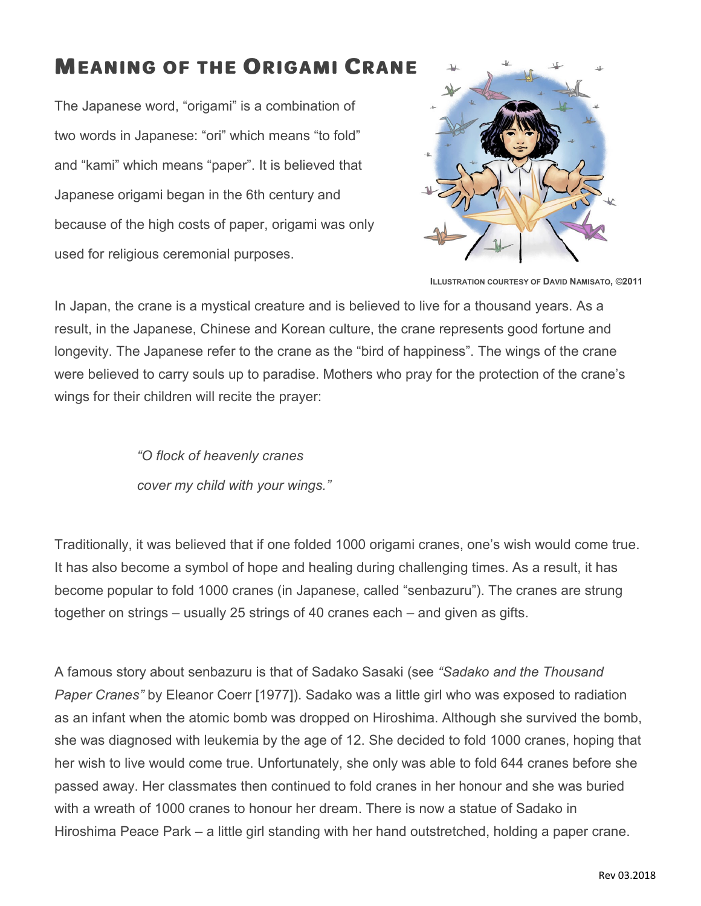# Meaning of the Origami Crane

The Japanese word, "origami" is a combination of two words in Japanese: "ori" which means "to fold" and "kami" which means "paper". It is believed that Japanese origami began in the 6th century and because of the high costs of paper, origami was only used for religious ceremonial purposes.

Illustration courtesy of David Namisato, ©2011

In Japan, the crane is a mystical creature and is believed to live for a thousand years. As a result, in the Japanese, Chinese and Korean culture, the crane represents good fortune and longevity. The Japanese refer to the crane as the "bird of happiness". The wings of the crane were believed to carry souls up to paradise. Mothers who pray for the protection of the crane's wings for their children will recite the prayer:

> *"O flock of heavenly cranes*
>
> *cover my child with your wings."*

Traditionally, it was believed that if one folded 1000 origami cranes, one's wish would come true. It has also become a symbol of hope and healing during challenging times. As a result, it has become popular to fold 1000 cranes (in Japanese, called "senbazuru"). The cranes are strung together on strings – usually 25 strings of 40 cranes each – and given as gifts.

A famous story about senbazuru is that of Sadako Sasaki (see *"Sadako and the Thousand Paper Cranes"* by Eleanor Coerr [1977]). Sadako was a little girl who was exposed to radiation as an infant when the atomic bomb was dropped on Hiroshima. Although she survived the bomb, she was diagnosed with leukemia by the age of 12. She decided to fold 1000 cranes, hoping that her wish to live would come true. Unfortunately, she only was able to fold 644 cranes before she passed away. Her classmates then continued to fold cranes in her honour and she was buried with a wreath of 1000 cranes to honour her dream. There is now a statue of Sadako in Hiroshima Peace Park – a little girl standing with her hand outstretched, holding a paper crane.

Rev 03.2018